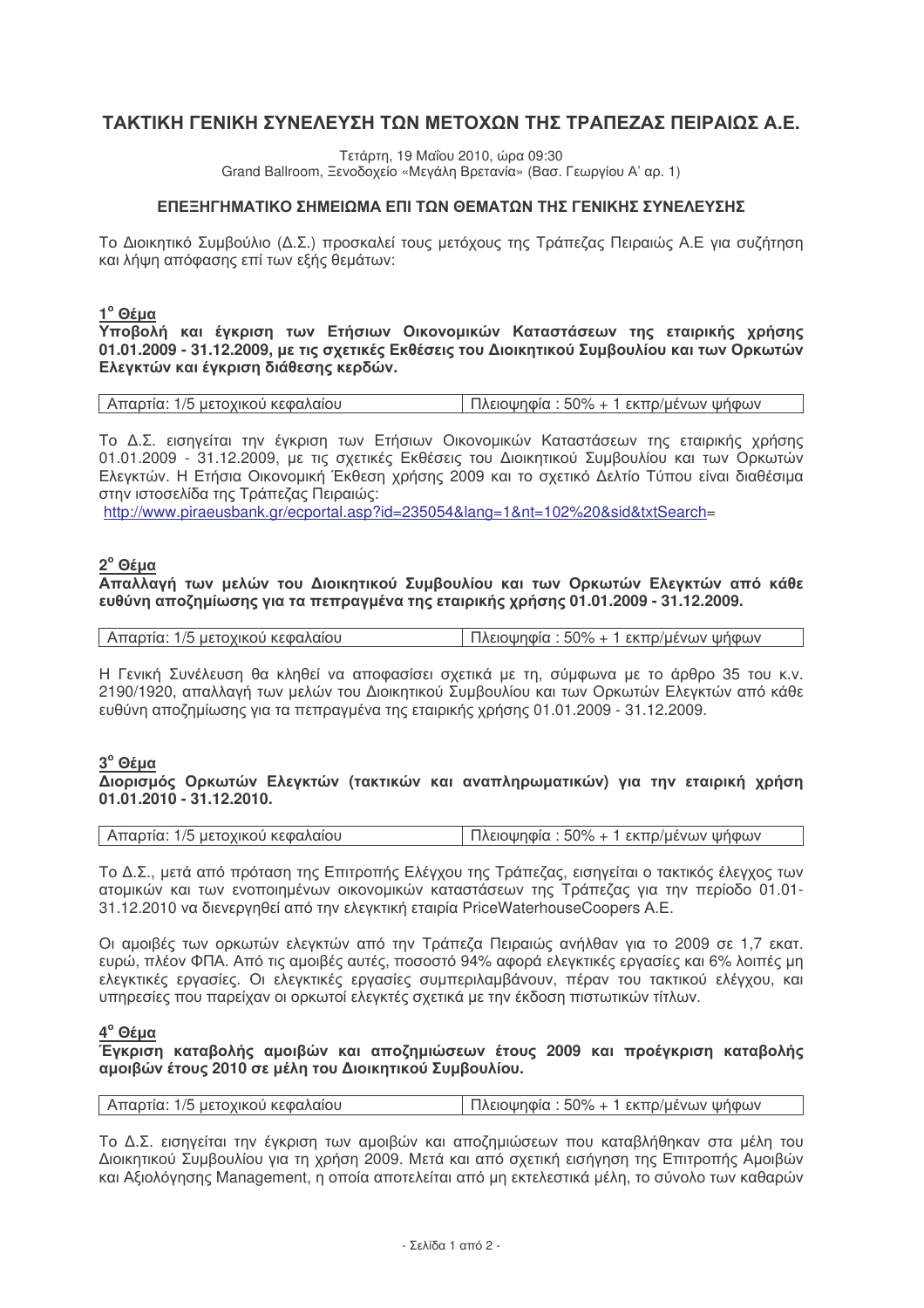# ΤΑΚΤΙΚΗ ΓΕΝΙΚΗ ΣΥΝΕΛΕΥΣΗ ΤΩΝ ΜΕΤΟΧΩΝ ΤΗΣ ΤΡΑΠΕΖΑΣ ΠΕΙΡΑΙΩΣ Α.Ε.

Τετάρτη, 19 Μαΐου 2010, ώρα 09:30
Grand Ballroom, Ξενοδοχείο «Μεγάλη Βρετανία» (Βασ. Γεωργίου Α' αρ. 1)

## ΕΠΕΞΗΓΗΜΑΤΙΚΟ ΣΗΜΕΙΩΜΑ ΕΠΙ ΤΩΝ ΘΕΜΑΤΩΝ ΤΗΣ ΓΕΝΙΚΗΣ ΣΥΝΕΛΕΥΣΗΣ

Το Διοικητικό Συμβούλιο (Δ.Σ.) προσκαλεί τους μετόχους της Τράπεζας Πειραιώς Α.Ε για συζήτηση και λήψη απόφασης επί των εξής θεμάτων:

### 1ο Θέμα

**Υποβολή και έγκριση των Ετήσιων Οικονομικών Καταστάσεων της εταιρικής χρήσης 01.01.2009 - 31.12.2009, με τις σχετικές Εκθέσεις του Διοικητικού Συμβουλίου και των Ορκωτών Ελεγκτών και έγκριση διάθεσης κερδών.**

| Απαρτία: 1/5 μετοχικού κεφαλαίου | Πλειοψηφία : 50% + 1 εκπρ/μένων ψήφων |
|---|---|

Το Δ.Σ. εισηγείται την έγκριση των Ετήσιων Οικονομικών Καταστάσεων της εταιρικής χρήσης 01.01.2009 - 31.12.2009, με τις σχετικές Εκθέσεις του Διοικητικού Συμβουλίου και των Ορκωτών Ελεγκτών. Η Ετήσια Οικονομική Έκθεση χρήσης 2009 και το σχετικό Δελτίο Τύπου είναι διαθέσιμα στην ιστοσελίδα της Τράπεζας Πειραιώς:
http://www.piraeusbank.gr/ecportal.asp?id=235054&lang=1&nt=102%20&sid&txtSearch=

### 2ο Θέμα

**Απαλλαγή των μελών του Διοικητικού Συμβουλίου και των Ορκωτών Ελεγκτών από κάθε ευθύνη αποζημίωσης για τα πεπραγμένα της εταιρικής χρήσης 01.01.2009 - 31.12.2009.**

| Απαρτία: 1/5 μετοχικού κεφαλαίου | Πλειοψηφία : 50% + 1 εκπρ/μένων ψήφων |
|---|---|

Η Γενική Συνέλευση θα κληθεί να αποφασίσει σχετικά με τη, σύμφωνα με το άρθρο 35 του κ.ν. 2190/1920, απαλλαγή των μελών του Διοικητικού Συμβουλίου και των Ορκωτών Ελεγκτών από κάθε ευθύνη αποζημίωσης για τα πεπραγμένα της εταιρικής χρήσης 01.01.2009 - 31.12.2009.

### 3ο Θέμα

**Διορισμός Ορκωτών Ελεγκτών (τακτικών και αναπληρωματικών) για την εταιρική χρήση 01.01.2010 - 31.12.2010.**

| Απαρτία: 1/5 μετοχικού κεφαλαίου | Πλειοψηφία : 50% + 1 εκπρ/μένων ψήφων |
|---|---|

Το Δ.Σ., μετά από πρόταση της Επιτροπής Ελέγχου της Τράπεζας, εισηγείται ο τακτικός έλεγχος των ατομικών και των ενοποιημένων οικονομικών καταστάσεων της Τράπεζας για την περίοδο 01.01-31.12.2010 να διενεργηθεί από την ελεγκτική εταιρία PriceWaterhouseCoopers A.E.

Οι αμοιβές των ορκωτών ελεγκτών από την Τράπεζα Πειραιώς ανήλθαν για το 2009 σε 1,7 εκατ. ευρώ, πλέον ΦΠΑ. Από τις αμοιβές αυτές, ποσοστό 94% αφορά ελεγκτικές εργασίες και 6% λοιπές μη ελεγκτικές εργασίες. Οι ελεγκτικές εργασίες συμπεριλαμβάνουν, πέραν του τακτικού ελέγχου, και υπηρεσίες που παρείχαν οι ορκωτοί ελεγκτές σχετικά με την έκδοση πιστωτικών τίτλων.

### 4ο Θέμα

**Έγκριση καταβολής αμοιβών και αποζημιώσεων έτους 2009 και προέγκριση καταβολής αμοιβών έτους 2010 σε μέλη του Διοικητικού Συμβουλίου.**

| Απαρτία: 1/5 μετοχικού κεφαλαίου | Πλειοψηφία : 50% + 1 εκπρ/μένων ψήφων |
|---|---|

Το Δ.Σ. εισηγείται την έγκριση των αμοιβών και αποζημιώσεων που καταβλήθηκαν στα μέλη του Διοικητικού Συμβουλίου για τη χρήση 2009. Μετά και από σχετική εισήγηση της Επιτροπής Αμοιβών και Αξιολόγησης Management, η οποία αποτελείται από μη εκτελεστικά μέλη, το σύνολο των καθαρών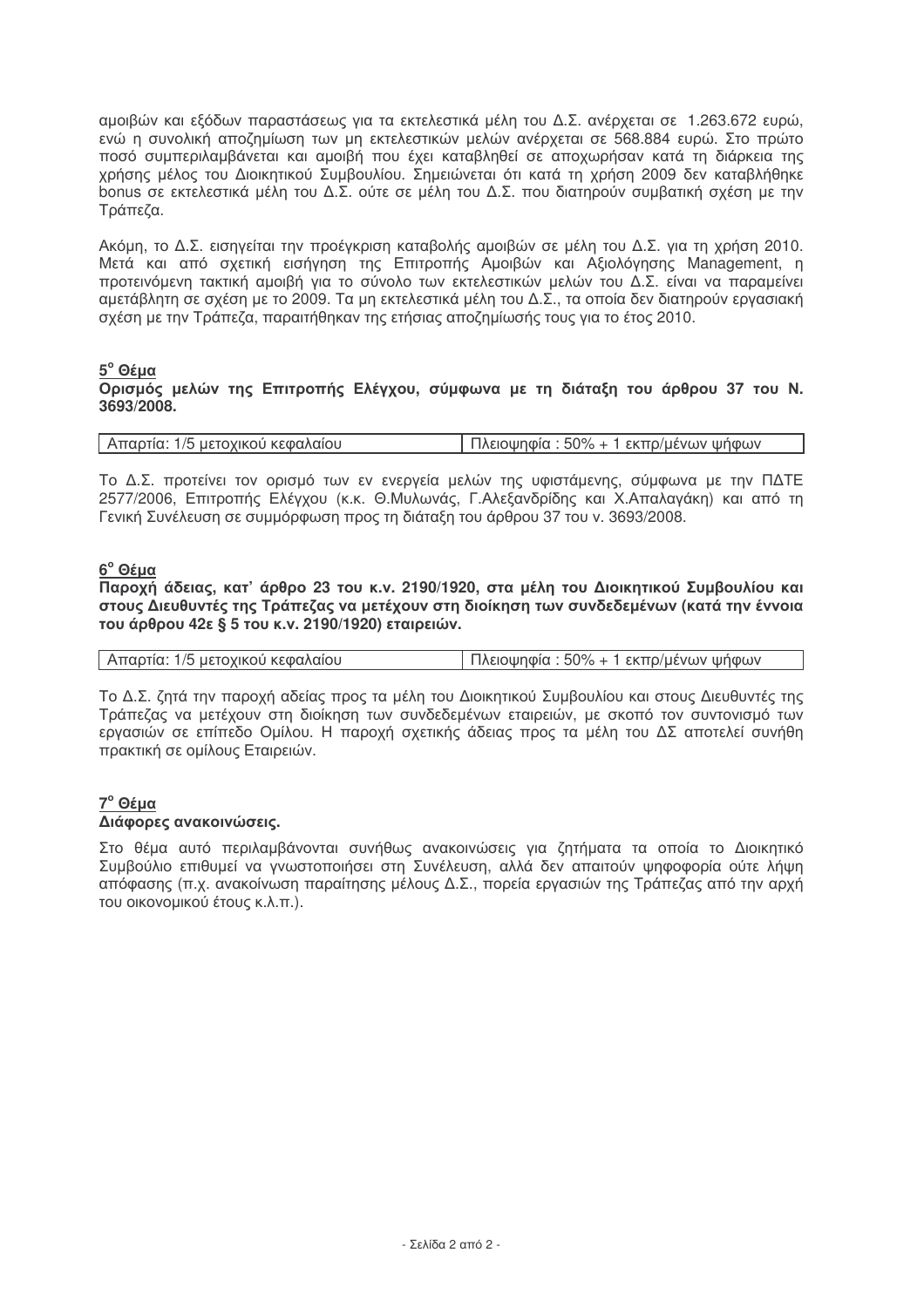αμοιβών και εξόδων παραστάσεως για τα εκτελεστικά μέλη του Δ.Σ. ανέρχεται σε 1.263.672 ευρώ, ενώ η συνολική αποζημίωση των μη εκτελεστικών μελών ανέρχεται σε 568.884 ευρώ. Στο πρώτο ποσό συμπεριλαμβάνεται και αμοιβή που έχει καταβληθεί σε αποχωρήσαν κατά τη διάρκεια της χρήσης μέλος του Διοικητικού Συμβουλίου. Σημειώνεται ότι κατά τη χρήση 2009 δεν καταβλήθηκε bonus σε εκτελεστικά μέλη του Δ.Σ. ούτε σε μέλη του Δ.Σ. που διατηρούν συμβατική σχέση με την Τράπεζα.

Ακόμη, το Δ.Σ. εισηγείται την προέγκριση καταβολής αμοιβών σε μέλη του Δ.Σ. για τη χρήση 2010. Μετά και από σχετική εισήγηση της Επιτροπής Αμοιβών και Αξιολόγησης Management, η προτεινόμενη τακτική αμοιβή για το σύνολο των εκτελεστικών μελών του Δ.Σ. είναι να παραμείνει αμετάβλητη σε σχέση με το 2009. Τα μη εκτελεστικά μέλη του Δ.Σ., τα οποία δεν διατηρούν εργασιακή σχέση με την Τράπεζα, παραιτήθηκαν της ετήσιας αποζημίωσής τους για το έτος 2010.

## 5ο Θέμα

**Ορισμός μελών της Επιτροπής Ελέγχου, σύμφωνα με τη διάταξη του άρθρου 37 του Ν. 3693/2008.**

| | |
|---|---|
| Απαρτία: 1/5 μετοχικού κεφαλαίου | Πλειοψηφία : 50% + 1 εκπρ/μένων ψήφων |

Το Δ.Σ. προτείνει τον ορισμό των εν ενεργεία μελών της υφιστάμενης, σύμφωνα με την ΠΔΤΕ 2577/2006, Επιτροπής Ελέγχου (κ.κ. Θ.Μυλωνάς, Γ.Αλεξανδρίδης και Χ.Απαλαγάκη) και από τη Γενική Συνέλευση σε συμμόρφωση προς τη διάταξη του άρθρου 37 του ν. 3693/2008.

## 6ο Θέμα

**Παροχή άδειας, κατ' άρθρο 23 του κ.ν. 2190/1920, στα μέλη του Διοικητικού Συμβουλίου και στους Διευθυντές της Τράπεζας να μετέχουν στη διοίκηση των συνδεδεμένων (κατά την έννοια του άρθρου 42ε § 5 του κ.ν. 2190/1920) εταιρειών.**

| | |
|---|---|
| Απαρτία: 1/5 μετοχικού κεφαλαίου | Πλειοψηφία : 50% + 1 εκπρ/μένων ψήφων |

Το Δ.Σ. ζητά την παροχή αδείας προς τα μέλη του Διοικητικού Συμβουλίου και στους Διευθυντές της Τράπεζας να μετέχουν στη διοίκηση των συνδεδεμένων εταιρειών, με σκοπό τον συντονισμό των εργασιών σε επίπεδο Ομίλου. Η παροχή σχετικής άδειας προς τα μέλη του ΔΣ αποτελεί συνήθη πρακτική σε ομίλους Εταιρειών.

## 7ο Θέμα

**Διάφορες ανακοινώσεις.**

Στο θέμα αυτό περιλαμβάνονται συνήθως ανακοινώσεις για ζητήματα τα οποία το Διοικητικό Συμβούλιο επιθυμεί να γνωστοποιήσει στη Συνέλευση, αλλά δεν απαιτούν ψηφοφορία ούτε λήψη απόφασης (π.χ. ανακοίνωση παραίτησης μέλους Δ.Σ., πορεία εργασιών της Τράπεζας από την αρχή του οικονομικού έτους κ.λ.π.).